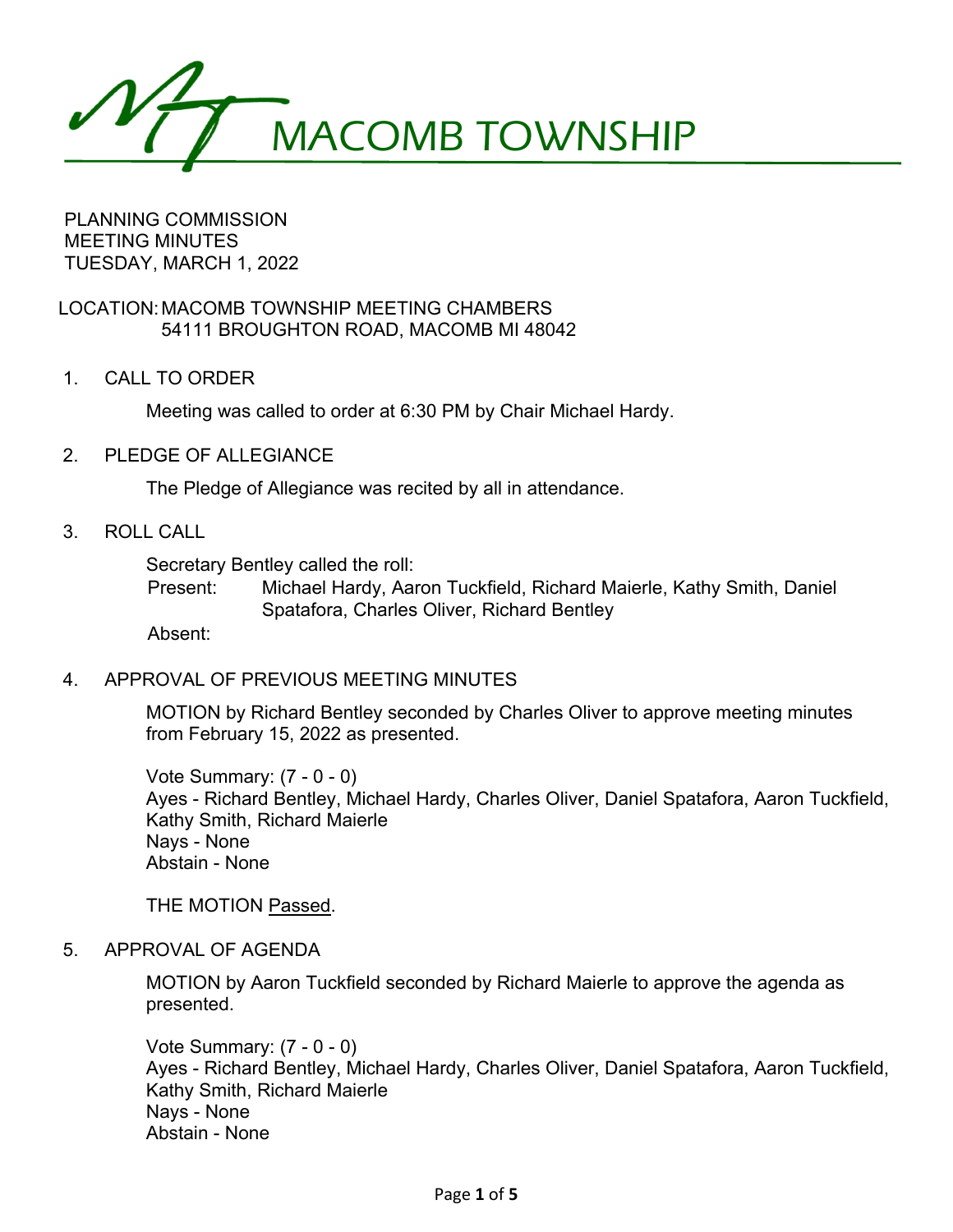# MACOMB TOWNSHIP

PLANNING COMMISSION
MEETING MINUTES
TUESDAY, MARCH 1, 2022

LOCATION: MACOMB TOWNSHIP MEETING CHAMBERS
54111 BROUGHTON ROAD, MACOMB MI 48042

## 1. CALL TO ORDER

Meeting was called to order at 6:30 PM by Chair Michael Hardy.

## 2. PLEDGE OF ALLEGIANCE

The Pledge of Allegiance was recited by all in attendance.

## 3. ROLL CALL

Secretary Bentley called the roll:

Present: Michael Hardy, Aaron Tuckfield, Richard Maierle, Kathy Smith, Daniel Spatafora, Charles Oliver, Richard Bentley

Absent:

## 4. APPROVAL OF PREVIOUS MEETING MINUTES

MOTION by Richard Bentley seconded by Charles Oliver to approve meeting minutes from February 15, 2022 as presented.

Vote Summary: (7 - 0 - 0)
Ayes - Richard Bentley, Michael Hardy, Charles Oliver, Daniel Spatafora, Aaron Tuckfield, Kathy Smith, Richard Maierle
Nays - None
Abstain - None

THE MOTION Passed.

## 5. APPROVAL OF AGENDA

MOTION by Aaron Tuckfield seconded by Richard Maierle to approve the agenda as presented.

Vote Summary: (7 - 0 - 0)
Ayes - Richard Bentley, Michael Hardy, Charles Oliver, Daniel Spatafora, Aaron Tuckfield, Kathy Smith, Richard Maierle
Nays - None
Abstain - None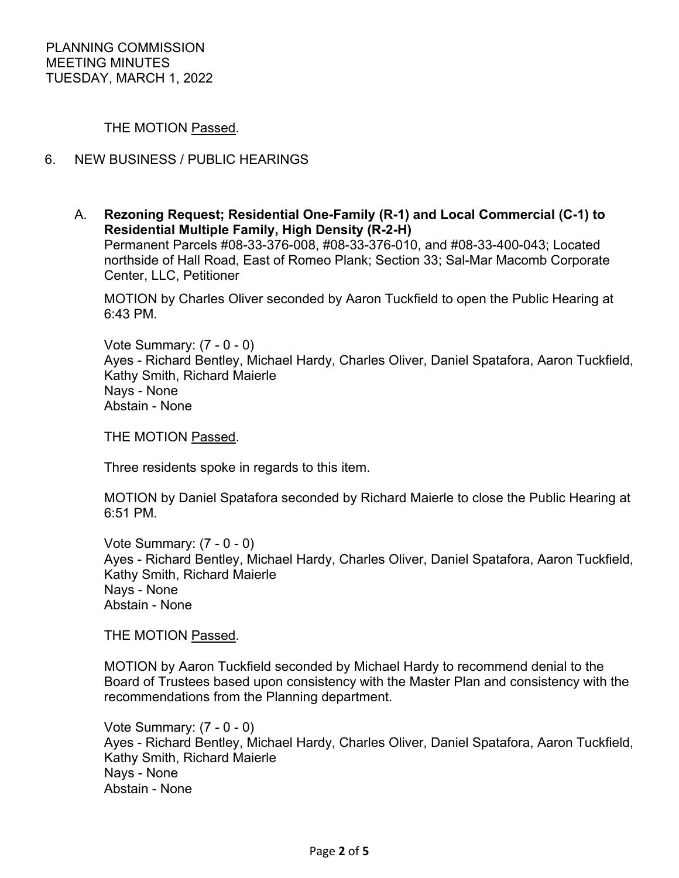THE MOTION Passed.

6. NEW BUSINESS / PUBLIC HEARINGS

A. **Rezoning Request; Residential One-Family (R-1) and Local Commercial (C-1) to Residential Multiple Family, High Density (R-2-H)**
Permanent Parcels #08-33-376-008, #08-33-376-010, and #08-33-400-043; Located northside of Hall Road, East of Romeo Plank; Section 33; Sal-Mar Macomb Corporate Center, LLC, Petitioner

MOTION by Charles Oliver seconded by Aaron Tuckfield to open the Public Hearing at 6:43 PM.

Vote Summary: (7 - 0 - 0)
Ayes - Richard Bentley, Michael Hardy, Charles Oliver, Daniel Spatafora, Aaron Tuckfield, Kathy Smith, Richard Maierle
Nays - None
Abstain - None

THE MOTION Passed.

Three residents spoke in regards to this item.

MOTION by Daniel Spatafora seconded by Richard Maierle to close the Public Hearing at 6:51 PM.

Vote Summary: (7 - 0 - 0)
Ayes - Richard Bentley, Michael Hardy, Charles Oliver, Daniel Spatafora, Aaron Tuckfield, Kathy Smith, Richard Maierle
Nays - None
Abstain - None

THE MOTION Passed.

MOTION by Aaron Tuckfield seconded by Michael Hardy to recommend denial to the Board of Trustees based upon consistency with the Master Plan and consistency with the recommendations from the Planning department.

Vote Summary: (7 - 0 - 0)
Ayes - Richard Bentley, Michael Hardy, Charles Oliver, Daniel Spatafora, Aaron Tuckfield, Kathy Smith, Richard Maierle
Nays - None
Abstain - None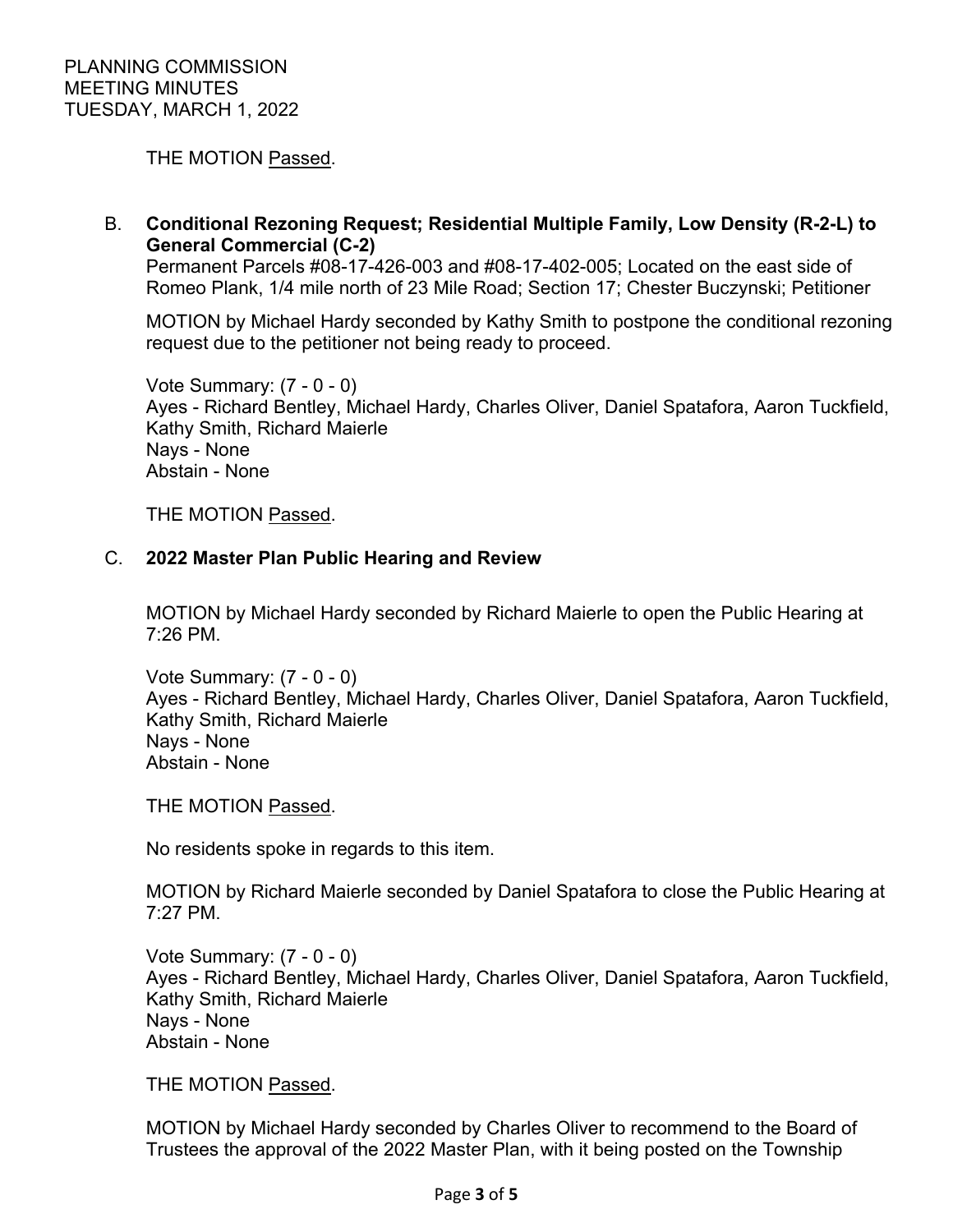THE MOTION Passed.

B. **Conditional Rezoning Request; Residential Multiple Family, Low Density (R-2-L) to General Commercial (C-2)**
Permanent Parcels #08-17-426-003 and #08-17-402-005; Located on the east side of Romeo Plank, 1/4 mile north of 23 Mile Road; Section 17; Chester Buczynski; Petitioner

MOTION by Michael Hardy seconded by Kathy Smith to postpone the conditional rezoning request due to the petitioner not being ready to proceed.

Vote Summary: (7 - 0 - 0)
Ayes - Richard Bentley, Michael Hardy, Charles Oliver, Daniel Spatafora, Aaron Tuckfield, Kathy Smith, Richard Maierle
Nays - None
Abstain - None

THE MOTION Passed.

C. **2022 Master Plan Public Hearing and Review**

MOTION by Michael Hardy seconded by Richard Maierle to open the Public Hearing at 7:26 PM.

Vote Summary: (7 - 0 - 0)
Ayes - Richard Bentley, Michael Hardy, Charles Oliver, Daniel Spatafora, Aaron Tuckfield, Kathy Smith, Richard Maierle
Nays - None
Abstain - None

THE MOTION Passed.

No residents spoke in regards to this item.

MOTION by Richard Maierle seconded by Daniel Spatafora to close the Public Hearing at 7:27 PM.

Vote Summary: (7 - 0 - 0)
Ayes - Richard Bentley, Michael Hardy, Charles Oliver, Daniel Spatafora, Aaron Tuckfield, Kathy Smith, Richard Maierle
Nays - None
Abstain - None

THE MOTION Passed.

MOTION by Michael Hardy seconded by Charles Oliver to recommend to the Board of Trustees the approval of the 2022 Master Plan, with it being posted on the Township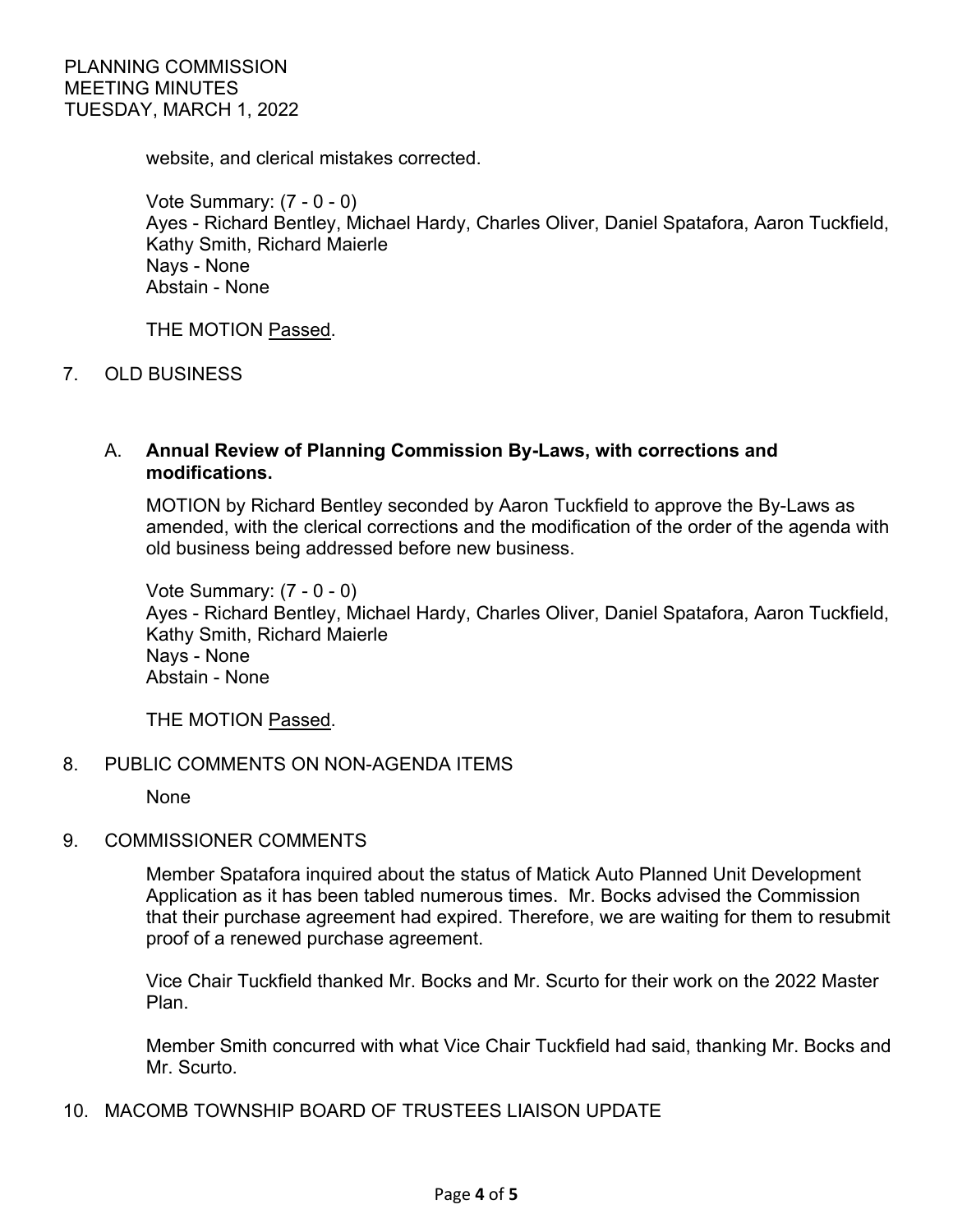website, and clerical mistakes corrected.

Vote Summary: (7 - 0 - 0)
Ayes - Richard Bentley, Michael Hardy, Charles Oliver, Daniel Spatafora, Aaron Tuckfield, Kathy Smith, Richard Maierle
Nays - None
Abstain - None

THE MOTION Passed.

7. OLD BUSINESS

A. **Annual Review of Planning Commission By-Laws, with corrections and modifications.**

MOTION by Richard Bentley seconded by Aaron Tuckfield to approve the By-Laws as amended, with the clerical corrections and the modification of the order of the agenda with old business being addressed before new business.

Vote Summary: (7 - 0 - 0)
Ayes - Richard Bentley, Michael Hardy, Charles Oliver, Daniel Spatafora, Aaron Tuckfield, Kathy Smith, Richard Maierle
Nays - None
Abstain - None

THE MOTION Passed.

8. PUBLIC COMMENTS ON NON-AGENDA ITEMS

None

9. COMMISSIONER COMMENTS

Member Spatafora inquired about the status of Matick Auto Planned Unit Development Application as it has been tabled numerous times. Mr. Bocks advised the Commission that their purchase agreement had expired. Therefore, we are waiting for them to resubmit proof of a renewed purchase agreement.

Vice Chair Tuckfield thanked Mr. Bocks and Mr. Scurto for their work on the 2022 Master Plan.

Member Smith concurred with what Vice Chair Tuckfield had said, thanking Mr. Bocks and Mr. Scurto.

10. MACOMB TOWNSHIP BOARD OF TRUSTEES LIAISON UPDATE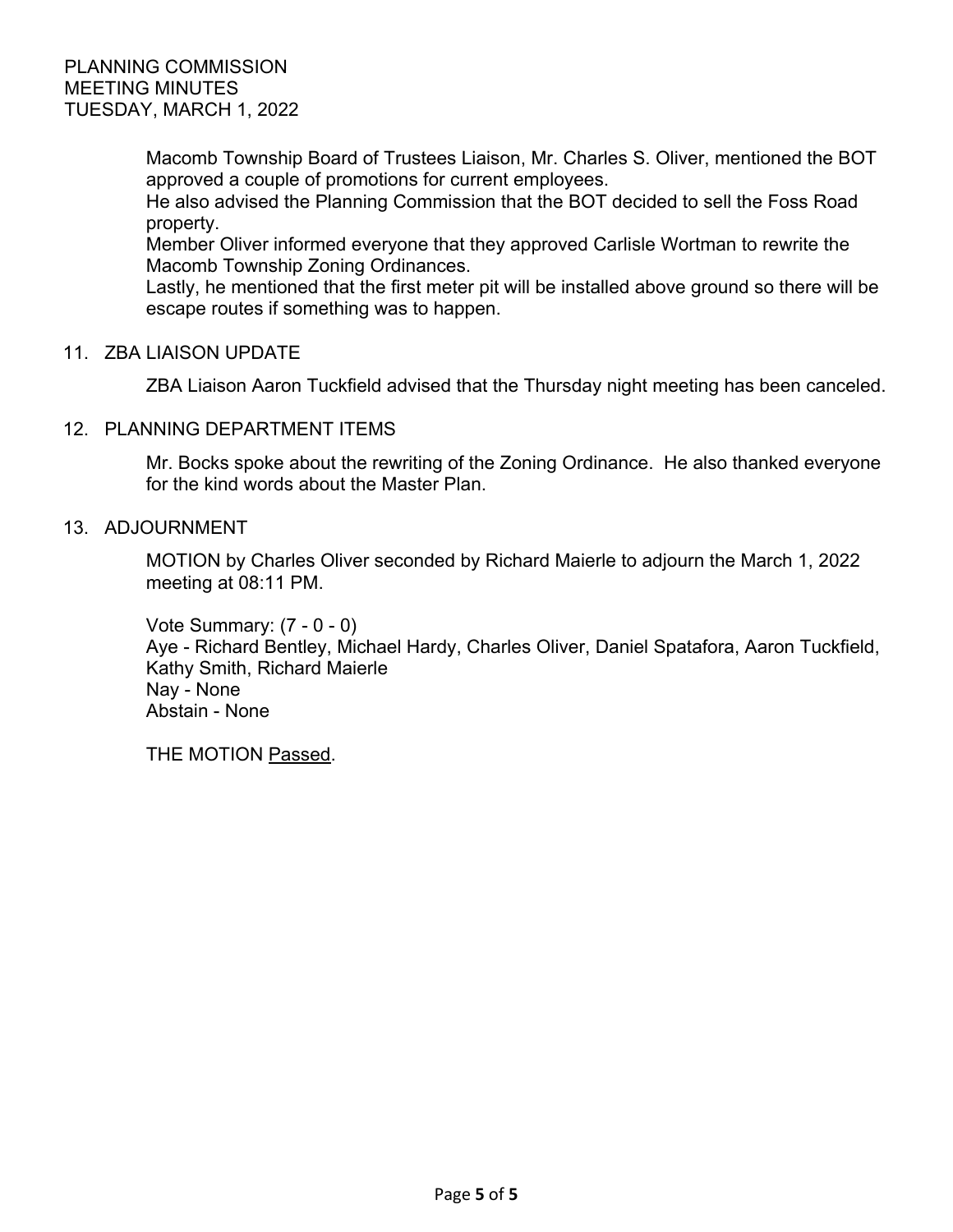Macomb Township Board of Trustees Liaison, Mr. Charles S. Oliver, mentioned the BOT approved a couple of promotions for current employees.
He also advised the Planning Commission that the BOT decided to sell the Foss Road property.
Member Oliver informed everyone that they approved Carlisle Wortman to rewrite the Macomb Township Zoning Ordinances.
Lastly, he mentioned that the first meter pit will be installed above ground so there will be escape routes if something was to happen.

11. ZBA LIAISON UPDATE

ZBA Liaison Aaron Tuckfield advised that the Thursday night meeting has been canceled.

12. PLANNING DEPARTMENT ITEMS

Mr. Bocks spoke about the rewriting of the Zoning Ordinance. He also thanked everyone for the kind words about the Master Plan.

13. ADJOURNMENT

MOTION by Charles Oliver seconded by Richard Maierle to adjourn the March 1, 2022 meeting at 08:11 PM.

Vote Summary: (7 - 0 - 0)
Aye - Richard Bentley, Michael Hardy, Charles Oliver, Daniel Spatafora, Aaron Tuckfield, Kathy Smith, Richard Maierle
Nay - None
Abstain - None

THE MOTION Passed.